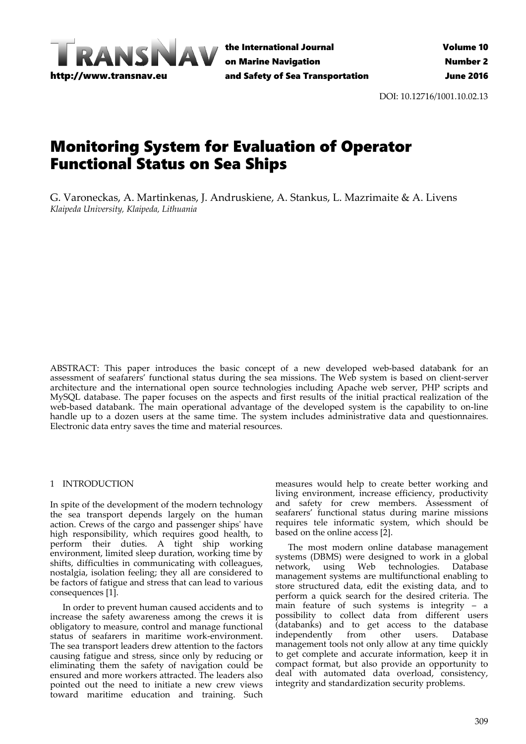DOI: 10.12716/1001.10.02.13

# Monitoring System for Evaluation of Operator Functional Status on Sea Ships

G. Varoneckas, A. Martinkenas, J. Andruskiene, A. Stankus, L. Mazrimaite & A. Livens
*Klaipeda University, Klaipeda, Lithuania*

ABSTRACT: This paper introduces the basic concept of a new developed web-based databank for an assessment of seafarers' functional status during the sea missions. The Web system is based on client-server architecture and the international open source technologies including Apache web server, PHP scripts and MySQL database. The paper focuses on the aspects and first results of the initial practical realization of the web-based databank. The main operational advantage of the developed system is the capability to on-line handle up to a dozen users at the same time. The system includes administrative data and questionnaires. Electronic data entry saves the time and material resources.

## 1 INTRODUCTION

In spite of the development of the modern technology the sea transport depends largely on the human action. Crews of the cargo and passenger ships' have high responsibility, which requires good health, to perform their duties. A tight ship working environment, limited sleep duration, working time by shifts, difficulties in communicating with colleagues, nostalgia, isolation feeling; they all are considered to be factors of fatigue and stress that can lead to various consequences [1].

In order to prevent human caused accidents and to increase the safety awareness among the crews it is obligatory to measure, control and manage functional status of seafarers in maritime work-environment. The sea transport leaders drew attention to the factors causing fatigue and stress, since only by reducing or eliminating them the safety of navigation could be ensured and more workers attracted. The leaders also pointed out the need to initiate a new crew views toward maritime education and training. Such measures would help to create better working and living environment, increase efficiency, productivity and safety for crew members. Assessment of seafarers' functional status during marine missions requires tele informatic system, which should be based on the online access [2].

The most modern online database management systems (DBMS) were designed to work in a global network, using Web technologies. Database management systems are multifunctional enabling to store structured data, edit the existing data, and to perform a quick search for the desired criteria. The main feature of such systems is integrity – a possibility to collect data from different users (databanks) and to get access to the database independently from other users. Database management tools not only allow at any time quickly to get complete and accurate information, keep it in compact format, but also provide an opportunity to deal with automated data overload, consistency, integrity and standardization security problems.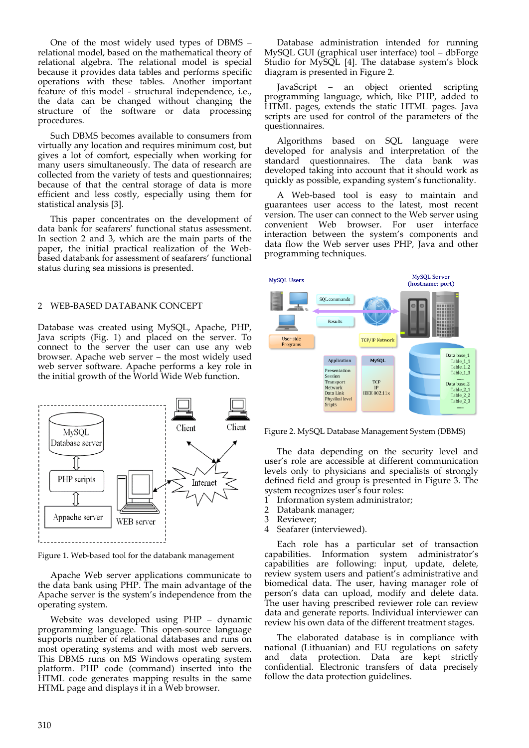One of the most widely used types of DBMS – relational model, based on the mathematical theory of relational algebra. The relational model is special because it provides data tables and performs specific operations with these tables. Another important feature of this model - structural independence, i.e., the data can be changed without changing the structure of the software or data processing procedures.

Such DBMS becomes available to consumers from virtually any location and requires minimum cost, but gives a lot of comfort, especially when working for many users simultaneously. The data of research are collected from the variety of tests and questionnaires; because of that the central storage of data is more efficient and less costly, especially using them for statistical analysis [3].

This paper concentrates on the development of data bank for seafarers' functional status assessment. In section 2 and 3, which are the main parts of the paper, the initial practical realization of the Web-based databank for assessment of seafarers' functional status during sea missions is presented.

## 2 WEB-BASED DATABANK CONCEPT

Database was created using MySQL, Apache, PHP, Java scripts (Fig. 1) and placed on the server. To connect to the server the user can use any web browser. Apache web server – the most widely used web server software. Apache performs a key role in the initial growth of the World Wide Web function.

MySQL Database server
PHP scripts
Appache server
WEB server
Internet
Client
Client

Figure 1. Web-based tool for the databank management

Apache Web server applications communicate to the data bank using PHP. The main advantage of the Apache server is the system's independence from the operating system.

Website was developed using PHP – dynamic programming language. This open-source language supports number of relational databases and runs on most operating systems and with most web servers. This DBMS runs on MS Windows operating system platform. PHP code (command) inserted into the HTML code generates mapping results in the same HTML page and displays it in a Web browser.

Database administration intended for running MySQL GUI (graphical user interface) tool – dbForge Studio for MySQL [4]. The database system's block diagram is presented in Figure 2.

JavaScript – an object oriented scripting programming language, which, like PHP, added to HTML pages, extends the static HTML pages. Java scripts are used for control of the parameters of the questionnaires.

Algorithms based on SQL language were developed for analysis and interpretation of the standard questionnaires. The data bank was developed taking into account that it should work as quickly as possible, expanding system's functionality.

A Web-based tool is easy to maintain and guarantees user access to the latest, most recent version. The user can connect to the Web server using convenient Web browser. For user interface interaction between the system's components and data flow the Web server uses PHP, Java and other programming techniques.

MySQL Users
MySQL Server (hostname: port)
SQL commands
Results
User-side Programs
TCP/IP Network
Application
Presentation
Session
Transport
Network
Data Link
Physikal level
Sripts
MySQL
TCP
IP
IEEE 802.11x
Data base_1
Table_1_1
Table_1_2
Table_1_3
Data base_2
Table_2_1
Table_2_2
Table_2_3

Figure 2. MySQL Database Management System (DBMS)

The data depending on the security level and user's role are accessible at different communication levels only to physicians and specialists of strongly defined field and group is presented in Figure 3. The system recognizes user's four roles:

1. Information system administrator;
2. Databank manager;
3. Reviewer;
4. Seafarer (interviewed).

Each role has a particular set of transaction capabilities. Information system administrator's capabilities are following: input, update, delete, review system users and patient's administrative and biomedical data. The user, having manager role of person's data can upload, modify and delete data. The user having prescribed reviewer role can review data and generate reports. Individual interviewer can review his own data of the different treatment stages.

The elaborated database is in compliance with national (Lithuanian) and EU regulations on safety and data protection. Data are kept strictly confidential. Electronic transfers of data precisely follow the data protection guidelines.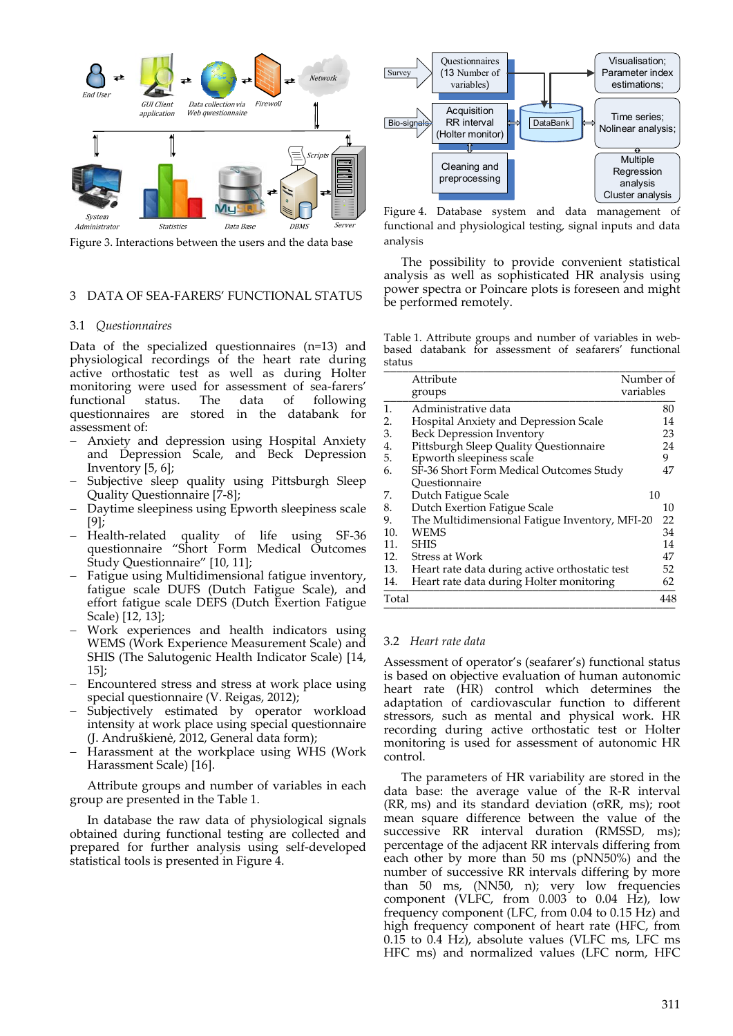Figure 3. Interactions between the users and the data base

Figure 4. Database system and data management of functional and physiological testing, signal inputs and data analysis

The possibility to provide convenient statistical analysis as well as sophisticated HR analysis using power spectra or Poincare plots is foreseen and might be performed remotely.

## 3 DATA OF SEA-FARERS' FUNCTIONAL STATUS

### 3.1 *Questionnaires*

Data of the specialized questionnaires (n=13) and physiological recordings of the heart rate during active orthostatic test as well as during Holter monitoring were used for assessment of sea-farers' functional status. The data of following questionnaires are stored in the databank for assessment of:

- Anxiety and depression using Hospital Anxiety and Depression Scale, and Beck Depression Inventory [5, 6];
- Subjective sleep quality using Pittsburgh Sleep Quality Questionnaire [7-8];
- Daytime sleepiness using Epworth sleepiness scale [9];
- Health-related quality of life using SF-36 questionnaire "Short Form Medical Outcomes Study Questionnaire" [10, 11];
- Fatigue using Multidimensional fatigue inventory, fatigue scale DUFS (Dutch Fatigue Scale), and effort fatigue scale DEFS (Dutch Exertion Fatigue Scale) [12, 13];
- Work experiences and health indicators using WEMS (Work Experience Measurement Scale) and SHIS (The Salutogenic Health Indicator Scale) [14, 15];
- Encountered stress and stress at work place using special questionnaire (V. Reigas, 2012);
- Subjectively estimated by operator workload intensity at work place using special questionnaire (J. Andruškienė, 2012, General data form);
- Harassment at the workplace using WHS (Work Harassment Scale) [16].

Attribute groups and number of variables in each group are presented in the Table 1.

In database the raw data of physiological signals obtained during functional testing are collected and prepared for further analysis using self-developed statistical tools is presented in Figure 4.

Table 1. Attribute groups and number of variables in web-based databank for assessment of seafarers' functional status

| | Attribute groups | Number of variables |
|---|---|---|
| 1. | Administrative data | 80 |
| 2. | Hospital Anxiety and Depression Scale | 14 |
| 3. | Beck Depression Inventory | 23 |
| 4. | Pittsburgh Sleep Quality Questionnaire | 24 |
| 5. | Epworth sleepiness scale | 9 |
| 6. | SF-36 Short Form Medical Outcomes Study Questionnaire | 47 |
| 7. | Dutch Fatigue Scale | 10 |
| 8. | Dutch Exertion Fatigue Scale | 10 |
| 9. | The Multidimensional Fatigue Inventory, MFI-20 | 22 |
| 10. | WEMS | 34 |
| 11. | SHIS | 14 |
| 12. | Stress at Work | 47 |
| 13. | Heart rate data during active orthostatic test | 52 |
| 14. | Heart rate data during Holter monitoring | 62 |
| Total | | 448 |

### 3.2 *Heart rate data*

Assessment of operator's (seafarer's) functional status is based on objective evaluation of human autonomic heart rate (HR) control which determines the adaptation of cardiovascular function to different stressors, such as mental and physical work. HR recording during active orthostatic test or Holter monitoring is used for assessment of autonomic HR control.

The parameters of HR variability are stored in the data base: the average value of the R-R interval (RR, ms) and its standard deviation (σRR, ms); root mean square difference between the value of the successive RR interval duration (RMSSD, ms); percentage of the adjacent RR intervals differing from each other by more than 50 ms (pNN50%) and the number of successive RR intervals differing by more than 50 ms, (NN50, n); very low frequencies component (VLFC, from 0.003 to 0.04 Hz), low frequency component (LFC, from 0.04 to 0.15 Hz) and high frequency component of heart rate (HFC, from 0.15 to 0.4 Hz), absolute values (VLFC ms, LFC ms HFC ms) and normalized values (LFC norm, HFC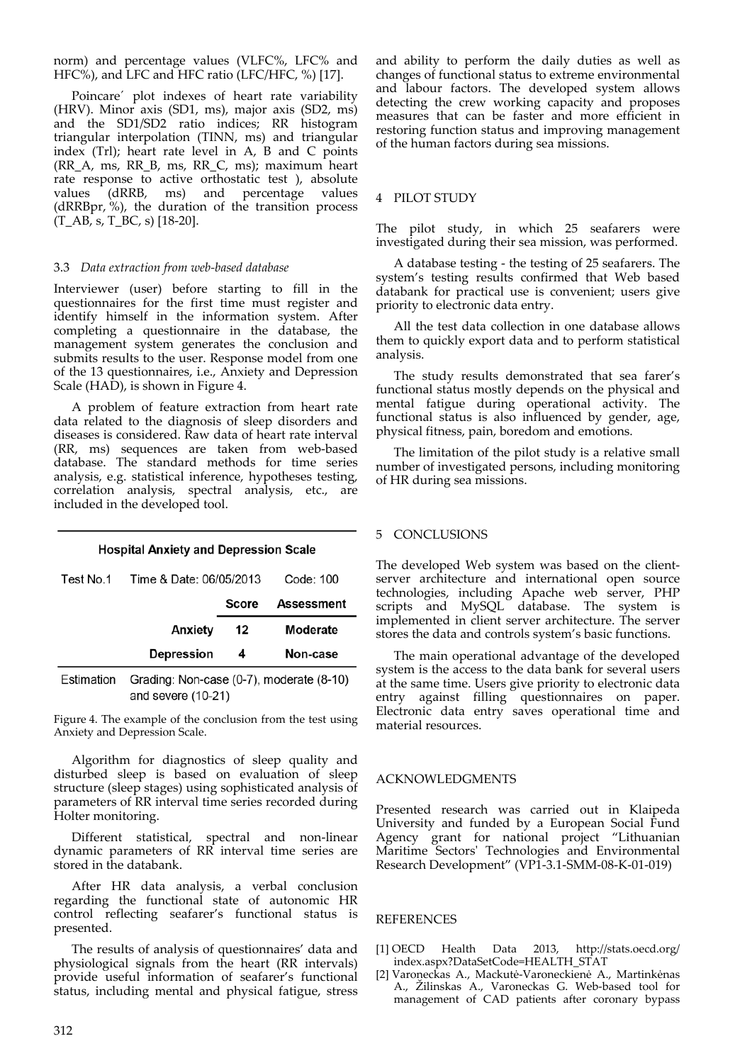norm) and percentage values (VLFC%, LFC% and HFC%), and LFC and HFC ratio (LFC/HFC, %) [17].

Poincare´ plot indexes of heart rate variability (HRV). Minor axis (SD1, ms), major axis (SD2, ms) and the SD1/SD2 ratio indices; RR histogram triangular interpolation (TINN, ms) and triangular index (Trl); heart rate level in A, B and C points (RR_A, ms, RR_B, ms, RR_C, ms); maximum heart rate response to active orthostatic test ), absolute values (dRRB, ms) and percentage values (dRRBpr, %), the duration of the transition process (T_AB, s, T_BC, s) [18-20].

### 3.3 *Data extraction from web-based database*

Interviewer (user) before starting to fill in the questionnaires for the first time must register and identify himself in the information system. After completing a questionnaire in the database, the management system generates the conclusion and submits results to the user. Response model from one of the 13 questionnaires, i.e., Anxiety and Depression Scale (HAD), is shown in Figure 4.

A problem of feature extraction from heart rate data related to the diagnosis of sleep disorders and diseases is considered. Raw data of heart rate interval (RR, ms) sequences are taken from web-based database. The standard methods for time series analysis, e.g. statistical inference, hypotheses testing, correlation analysis, spectral analysis, etc., are included in the developed tool.

**Hospital Anxiety and Depression Scale**

| Test No.1 | Time & Date: 06/05/2013 | | Code: 100 |
|---|---|---|---|
| | | **Score** | **Assessment** |
| | **Anxiety** | **12** | **Moderate** |
| | **Depression** | **4** | **Non-case** |
| Estimation | Grading: Non-case (0-7), moderate (8-10) and severe (10-21) | | |

Figure 4. The example of the conclusion from the test using Anxiety and Depression Scale.

Algorithm for diagnostics of sleep quality and disturbed sleep is based on evaluation of sleep structure (sleep stages) using sophisticated analysis of parameters of RR interval time series recorded during Holter monitoring.

Different statistical, spectral and non-linear dynamic parameters of RR interval time series are stored in the databank.

After HR data analysis, a verbal conclusion regarding the functional state of autonomic HR control reflecting seafarer's functional status is presented.

The results of analysis of questionnaires' data and physiological signals from the heart (RR intervals) provide useful information of seafarer's functional status, including mental and physical fatigue, stress and ability to perform the daily duties as well as changes of functional status to extreme environmental and labour factors. The developed system allows detecting the crew working capacity and proposes measures that can be faster and more efficient in restoring function status and improving management of the human factors during sea missions.

## 4 PILOT STUDY

The pilot study, in which 25 seafarers were investigated during their sea mission, was performed.

A database testing - the testing of 25 seafarers. The system's testing results confirmed that Web based databank for practical use is convenient; users give priority to electronic data entry.

All the test data collection in one database allows them to quickly export data and to perform statistical analysis.

The study results demonstrated that sea farer's functional status mostly depends on the physical and mental fatigue during operational activity. The functional status is also influenced by gender, age, physical fitness, pain, boredom and emotions.

The limitation of the pilot study is a relative small number of investigated persons, including monitoring of HR during sea missions.

## 5 CONCLUSIONS

The developed Web system was based on the client-server architecture and international open source technologies, including Apache web server, PHP scripts and MySQL database. The system is implemented in client server architecture. The server stores the data and controls system's basic functions.

The main operational advantage of the developed system is the access to the data bank for several users at the same time. Users give priority to electronic data entry against filling questionnaires on paper. Electronic data entry saves operational time and material resources.

## ACKNOWLEDGMENTS

Presented research was carried out in Klaipeda University and funded by a European Social Fund Agency grant for national project "Lithuanian Maritime Sectors' Technologies and Environmental Research Development" (VP1-3.1-SMM-08-K-01-019)

## REFERENCES

[1] OECD Health Data 2013, http://stats.oecd.org/index.aspx?DataSetCode=HEALTH_STAT

[2] Varoneckas A., Mackutė-Varoneckienė A., Martinkėnas A., Žilinskas A., Varoneckas G. Web-based tool for management of CAD patients after coronary bypass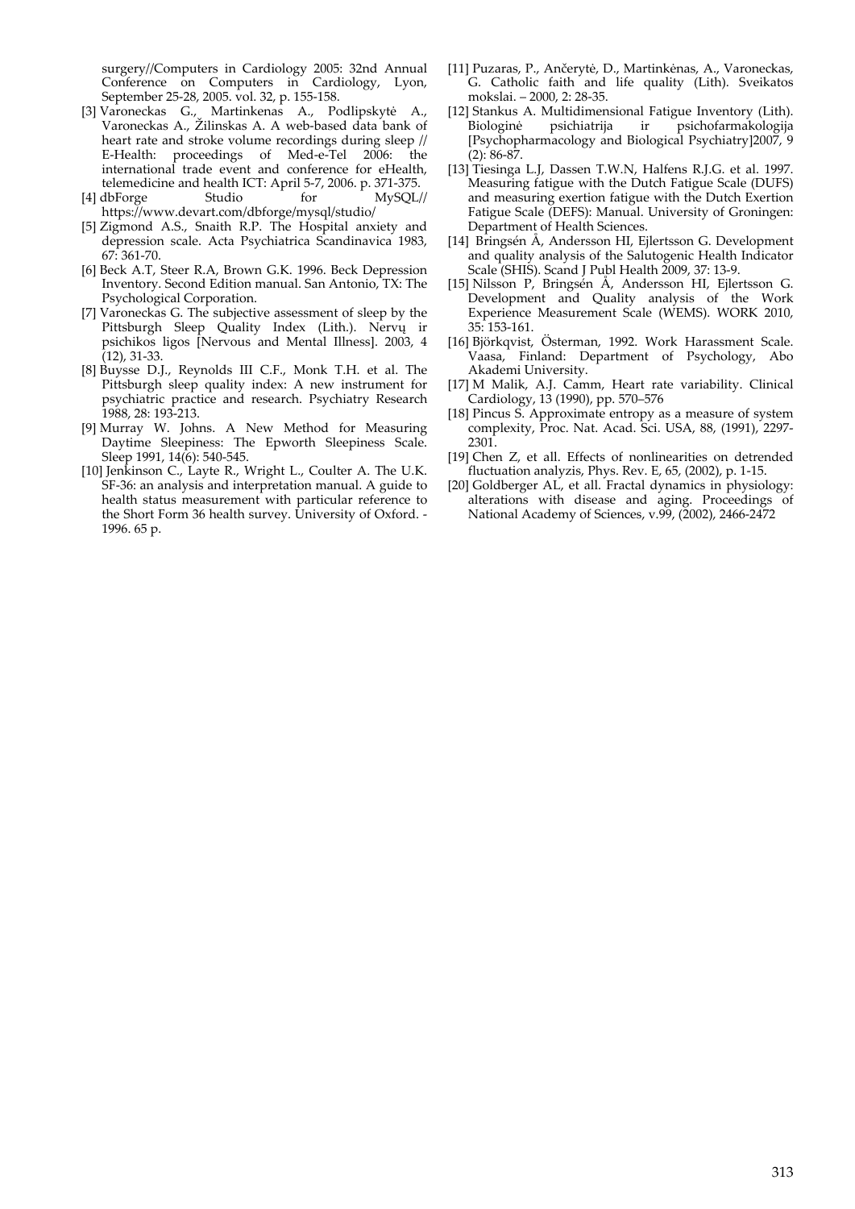surgery//Computers in Cardiology 2005: 32nd Annual Conference on Computers in Cardiology, Lyon, September 25-28, 2005. vol. 32, p. 155-158.

[3] Varoneckas G., Martinkenas A., Podlipskytė A., Varoneckas A., Žilinskas A. A web-based data bank of heart rate and stroke volume recordings during sleep // E-Health: proceedings of Med-e-Tel 2006: the international trade event and conference for eHealth, telemedicine and health ICT: April 5-7, 2006. p. 371-375.

[4] dbForge Studio for MySQL// https://www.devart.com/dbforge/mysql/studio/

[5] Zigmond A.S., Snaith R.P. The Hospital anxiety and depression scale. Acta Psychiatrica Scandinavica 1983, 67: 361-70.

[6] Beck A.T, Steer R.A, Brown G.K. 1996. Beck Depression Inventory. Second Edition manual. San Antonio, TX: The Psychological Corporation.

[7] Varoneckas G. The subjective assessment of sleep by the Pittsburgh Sleep Quality Index (Lith.). Nervų ir psichikos ligos [Nervous and Mental Illness]. 2003, 4 (12), 31-33.

[8] Buysse D.J., Reynolds III C.F., Monk T.H. et al. The Pittsburgh sleep quality index: A new instrument for psychiatric practice and research. Psychiatry Research 1988, 28: 193-213.

[9] Murray W. Johns. A New Method for Measuring Daytime Sleepiness: The Epworth Sleepiness Scale. Sleep 1991, 14(6): 540-545.

[10] Jenkinson C., Layte R., Wright L., Coulter A. The U.K. SF-36: an analysis and interpretation manual. A guide to health status measurement with particular reference to the Short Form 36 health survey. University of Oxford. - 1996. 65 p.

[11] Puzaras, P., Ančerytė, D., Martinkėnas, A., Varoneckas, G. Catholic faith and life quality (Lith). Sveikatos mokslai. – 2000, 2: 28-35.

[12] Stankus A. Multidimensional Fatigue Inventory (Lith). Biologinė psichiatrija ir psichofarmakologija [Psychopharmacology and Biological Psychiatry]2007, 9 (2): 86-87.

[13] Tiesinga L.J, Dassen T.W.N, Halfens R.J.G. et al. 1997. Measuring fatigue with the Dutch Fatigue Scale (DUFS) and measuring exertion fatigue with the Dutch Exertion Fatigue Scale (DEFS): Manual. University of Groningen: Department of Health Sciences.

[14] Bringsén Å, Andersson HI, Ejlertsson G. Development and quality analysis of the Salutogenic Health Indicator Scale (SHIS). Scand J Publ Health 2009, 37: 13-9.

[15] Nilsson P, Bringsén Å, Andersson HI, Ejlertsson G. Development and Quality analysis of the Work Experience Measurement Scale (WEMS). WORK 2010, 35: 153-161.

[16] Björkqvist, Österman, 1992. Work Harassment Scale. Vaasa, Finland: Department of Psychology, Abo Akademi University.

[17] M Malik, A.J. Camm, Heart rate variability. Clinical Cardiology, 13 (1990), pp. 570–576

[18] Pincus S. Approximate entropy as a measure of system complexity, Proc. Nat. Acad. Sci. USA, 88, (1991), 2297-2301.

[19] Chen Z, et all. Effects of nonlinearities on detrended fluctuation analyzis, Phys. Rev. E, 65, (2002), p. 1-15.

[20] Goldberger AL, et all. Fractal dynamics in physiology: alterations with disease and aging. Proceedings of National Academy of Sciences, v.99, (2002), 2466-2472